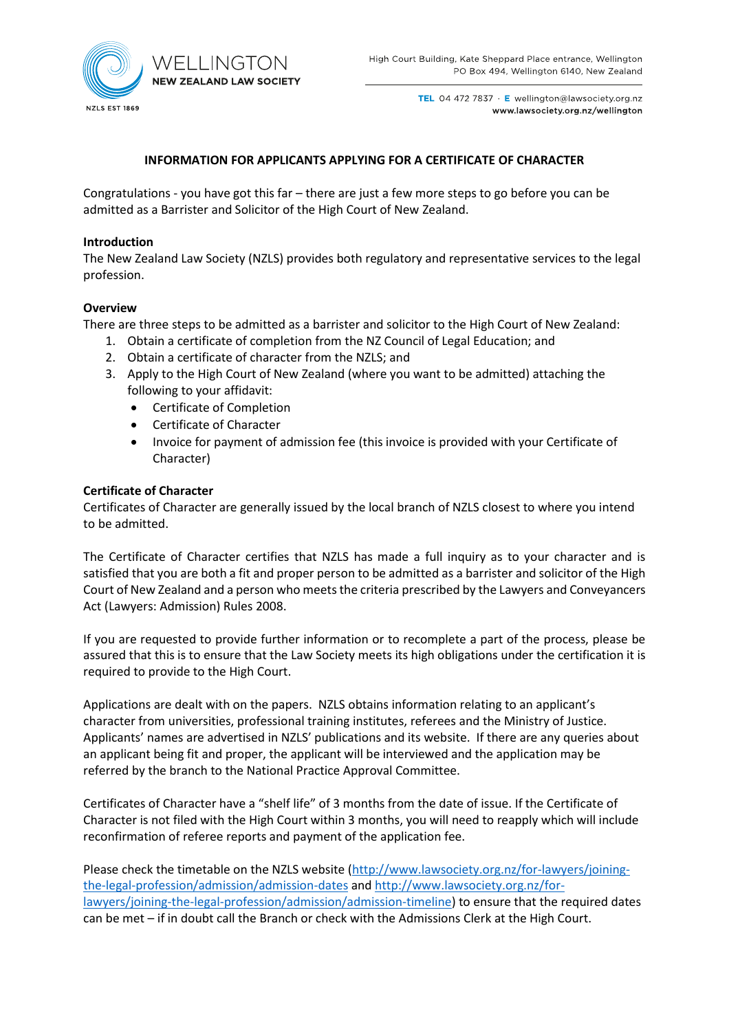WELLINGTON
**NEW ZEALAND LAW SOCIETY**

NZLS EST 1869

High Court Building, Kate Sheppard Place entrance, Wellington
PO Box 494, Wellington 6140, New Zealand

**TEL** 04 472 7837 · **E** wellington@lawsociety.org.nz
**www.lawsociety.org.nz/wellington**

# INFORMATION FOR APPLICANTS APPLYING FOR A CERTIFICATE OF CHARACTER

Congratulations - you have got this far – there are just a few more steps to go before you can be admitted as a Barrister and Solicitor of the High Court of New Zealand.

**Introduction**

The New Zealand Law Society (NZLS) provides both regulatory and representative services to the legal profession.

**Overview**

There are three steps to be admitted as a barrister and solicitor to the High Court of New Zealand:

1. Obtain a certificate of completion from the NZ Council of Legal Education; and
2. Obtain a certificate of character from the NZLS; and
3. Apply to the High Court of New Zealand (where you want to be admitted) attaching the following to your affidavit:
   - Certificate of Completion
   - Certificate of Character
   - Invoice for payment of admission fee (this invoice is provided with your Certificate of Character)

**Certificate of Character**

Certificates of Character are generally issued by the local branch of NZLS closest to where you intend to be admitted.

The Certificate of Character certifies that NZLS has made a full inquiry as to your character and is satisfied that you are both a fit and proper person to be admitted as a barrister and solicitor of the High Court of New Zealand and a person who meets the criteria prescribed by the Lawyers and Conveyancers Act (Lawyers: Admission) Rules 2008.

If you are requested to provide further information or to recomplete a part of the process, please be assured that this is to ensure that the Law Society meets its high obligations under the certification it is required to provide to the High Court.

Applications are dealt with on the papers. NZLS obtains information relating to an applicant's character from universities, professional training institutes, referees and the Ministry of Justice. Applicants' names are advertised in NZLS' publications and its website. If there are any queries about an applicant being fit and proper, the applicant will be interviewed and the application may be referred by the branch to the National Practice Approval Committee.

Certificates of Character have a "shelf life" of 3 months from the date of issue. If the Certificate of Character is not filed with the High Court within 3 months, you will need to reapply which will include reconfirmation of referee reports and payment of the application fee.

Please check the timetable on the NZLS website (http://www.lawsociety.org.nz/for-lawyers/joining-the-legal-profession/admission/admission-dates and http://www.lawsociety.org.nz/for-lawyers/joining-the-legal-profession/admission/admission-timeline) to ensure that the required dates can be met – if in doubt call the Branch or check with the Admissions Clerk at the High Court.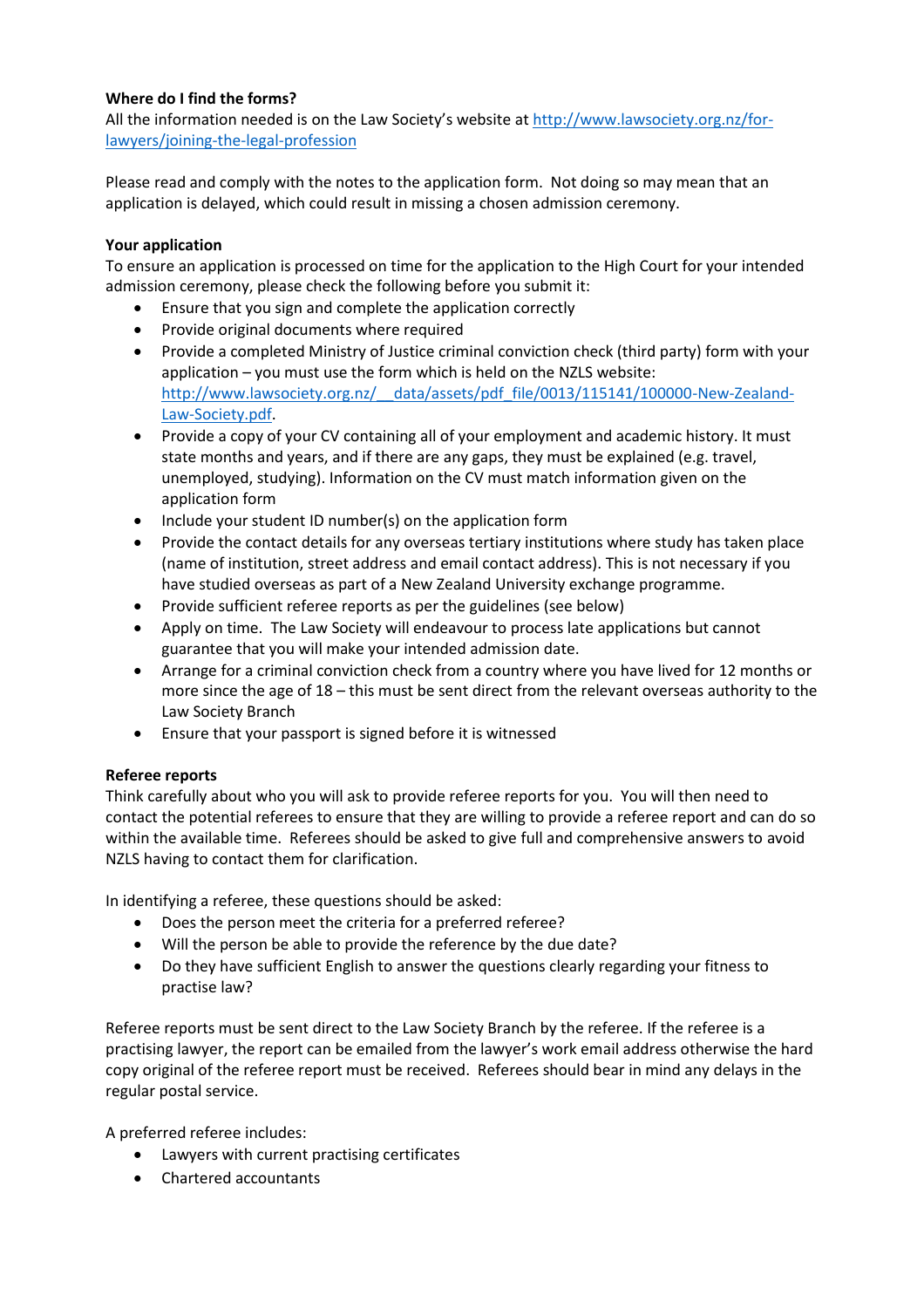**Where do I find the forms?**

All the information needed is on the Law Society's website at [http://www.lawsociety.org.nz/for-lawyers/joining-the-legal-profession](http://www.lawsociety.org.nz/for-lawyers/joining-the-legal-profession)

Please read and comply with the notes to the application form. Not doing so may mean that an application is delayed, which could result in missing a chosen admission ceremony.

**Your application**

To ensure an application is processed on time for the application to the High Court for your intended admission ceremony, please check the following before you submit it:

- Ensure that you sign and complete the application correctly
- Provide original documents where required
- Provide a completed Ministry of Justice criminal conviction check (third party) form with your application – you must use the form which is held on the NZLS website: [http://www.lawsociety.org.nz/__data/assets/pdf_file/0013/115141/100000-New-Zealand-Law-Society.pdf](http://www.lawsociety.org.nz/__data/assets/pdf_file/0013/115141/100000-New-Zealand-Law-Society.pdf).
- Provide a copy of your CV containing all of your employment and academic history. It must state months and years, and if there are any gaps, they must be explained (e.g. travel, unemployed, studying). Information on the CV must match information given on the application form
- Include your student ID number(s) on the application form
- Provide the contact details for any overseas tertiary institutions where study has taken place (name of institution, street address and email contact address). This is not necessary if you have studied overseas as part of a New Zealand University exchange programme.
- Provide sufficient referee reports as per the guidelines (see below)
- Apply on time. The Law Society will endeavour to process late applications but cannot guarantee that you will make your intended admission date.
- Arrange for a criminal conviction check from a country where you have lived for 12 months or more since the age of 18 – this must be sent direct from the relevant overseas authority to the Law Society Branch
- Ensure that your passport is signed before it is witnessed

**Referee reports**

Think carefully about who you will ask to provide referee reports for you. You will then need to contact the potential referees to ensure that they are willing to provide a referee report and can do so within the available time. Referees should be asked to give full and comprehensive answers to avoid NZLS having to contact them for clarification.

In identifying a referee, these questions should be asked:

- Does the person meet the criteria for a preferred referee?
- Will the person be able to provide the reference by the due date?
- Do they have sufficient English to answer the questions clearly regarding your fitness to practise law?

Referee reports must be sent direct to the Law Society Branch by the referee. If the referee is a practising lawyer, the report can be emailed from the lawyer's work email address otherwise the hard copy original of the referee report must be received. Referees should bear in mind any delays in the regular postal service.

A preferred referee includes:

- Lawyers with current practising certificates
- Chartered accountants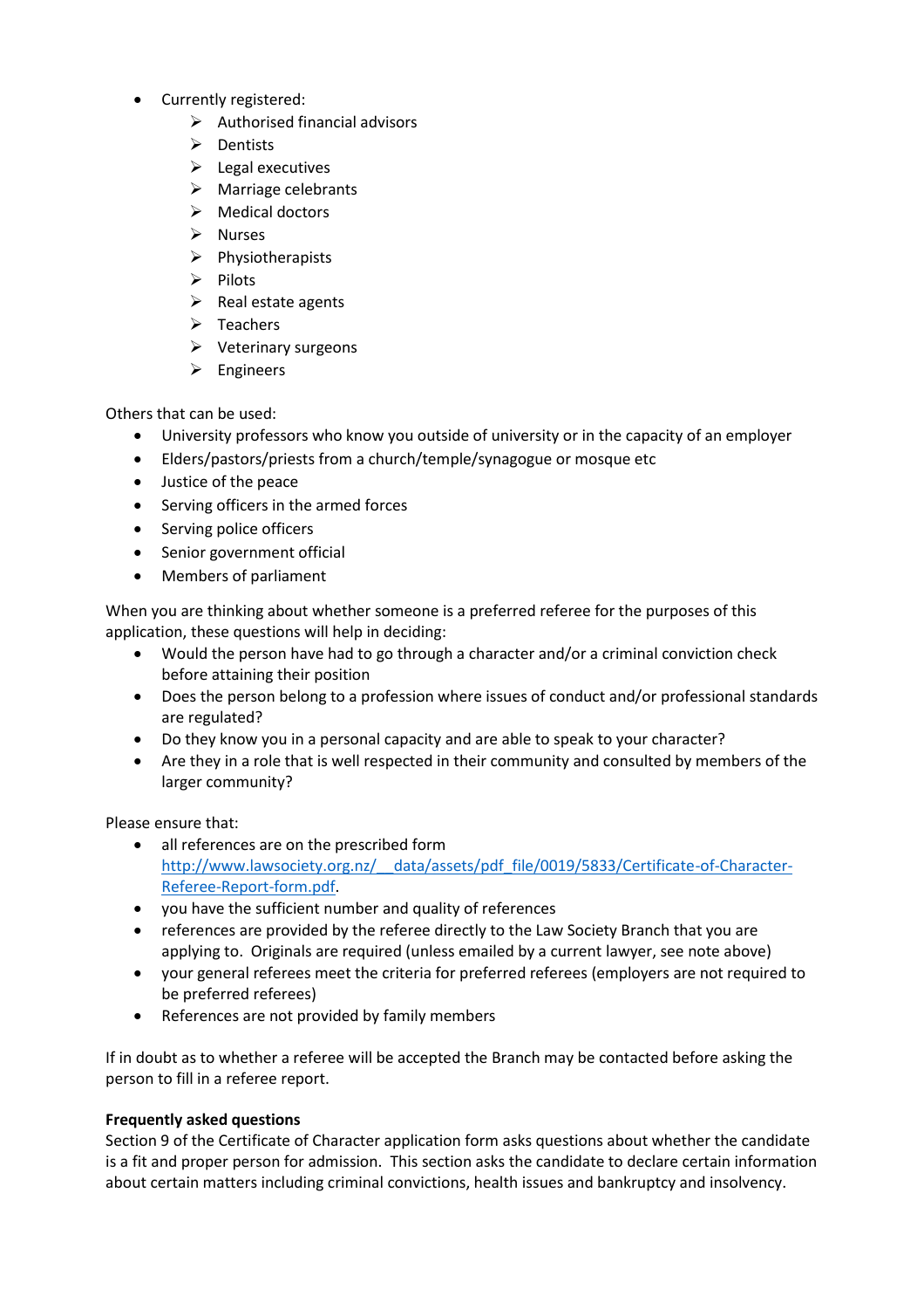- Currently registered:
  - Authorised financial advisors
  - Dentists
  - Legal executives
  - Marriage celebrants
  - Medical doctors
  - Nurses
  - Physiotherapists
  - Pilots
  - Real estate agents
  - Teachers
  - Veterinary surgeons
  - Engineers

Others that can be used:

- University professors who know you outside of university or in the capacity of an employer
- Elders/pastors/priests from a church/temple/synagogue or mosque etc
- Justice of the peace
- Serving officers in the armed forces
- Serving police officers
- Senior government official
- Members of parliament

When you are thinking about whether someone is a preferred referee for the purposes of this application, these questions will help in deciding:

- Would the person have had to go through a character and/or a criminal conviction check before attaining their position
- Does the person belong to a profession where issues of conduct and/or professional standards are regulated?
- Do they know you in a personal capacity and are able to speak to your character?
- Are they in a role that is well respected in their community and consulted by members of the larger community?

Please ensure that:

- all references are on the prescribed form [http://www.lawsociety.org.nz/__data/assets/pdf_file/0019/5833/Certificate-of-Character-Referee-Report-form.pdf](http://www.lawsociety.org.nz/__data/assets/pdf_file/0019/5833/Certificate-of-Character-Referee-Report-form.pdf).
- you have the sufficient number and quality of references
- references are provided by the referee directly to the Law Society Branch that you are applying to. Originals are required (unless emailed by a current lawyer, see note above)
- your general referees meet the criteria for preferred referees (employers are not required to be preferred referees)
- References are not provided by family members

If in doubt as to whether a referee will be accepted the Branch may be contacted before asking the person to fill in a referee report.

**Frequently asked questions**

Section 9 of the Certificate of Character application form asks questions about whether the candidate is a fit and proper person for admission. This section asks the candidate to declare certain information about certain matters including criminal convictions, health issues and bankruptcy and insolvency.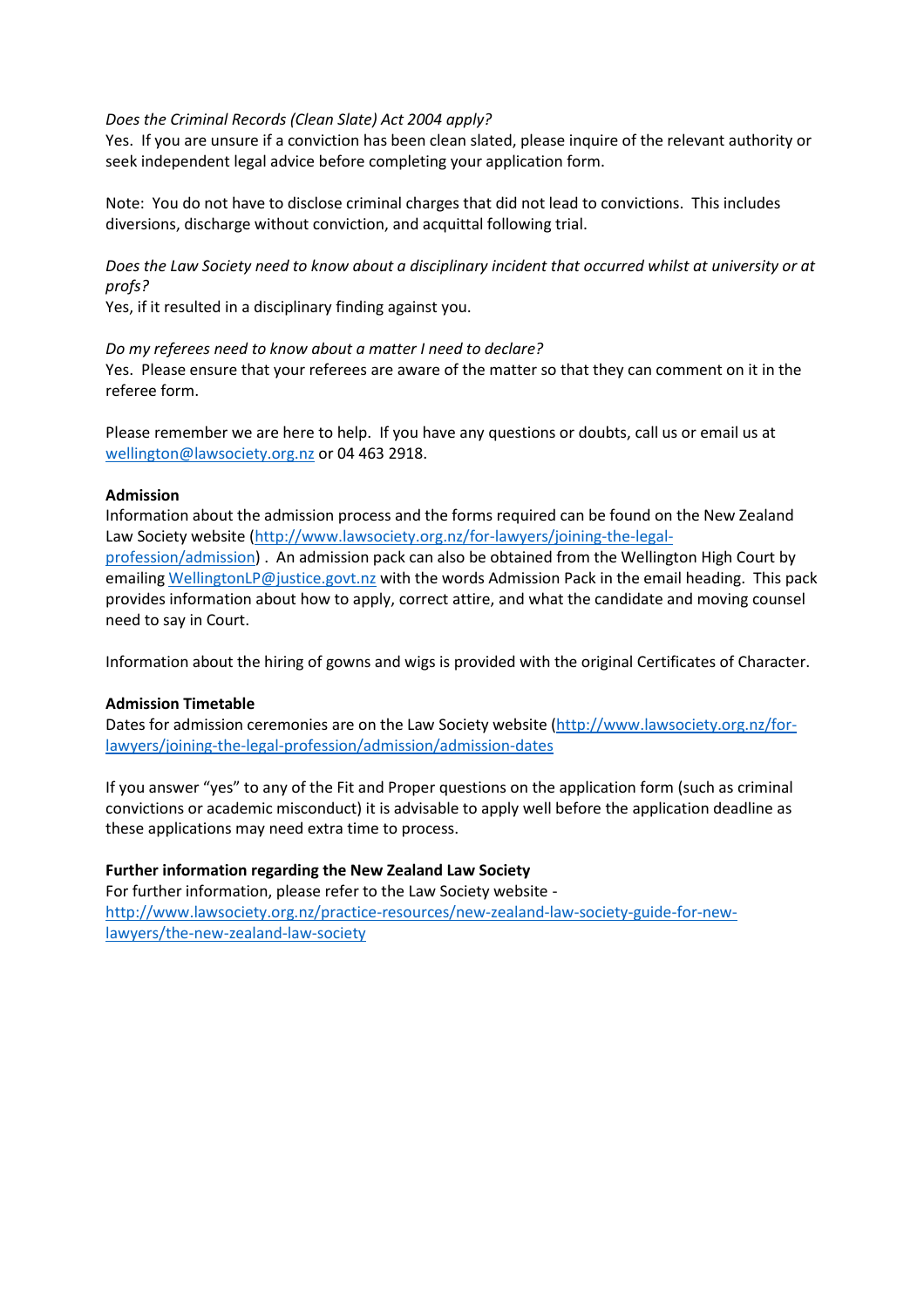*Does the Criminal Records (Clean Slate) Act 2004 apply?*
Yes. If you are unsure if a conviction has been clean slated, please inquire of the relevant authority or seek independent legal advice before completing your application form.

Note: You do not have to disclose criminal charges that did not lead to convictions. This includes diversions, discharge without conviction, and acquittal following trial.

*Does the Law Society need to know about a disciplinary incident that occurred whilst at university or at profs?*
Yes, if it resulted in a disciplinary finding against you.

*Do my referees need to know about a matter I need to declare?*
Yes. Please ensure that your referees are aware of the matter so that they can comment on it in the referee form.

Please remember we are here to help. If you have any questions or doubts, call us or email us at [wellington@lawsociety.org.nz](mailto:wellington@lawsociety.org.nz) or 04 463 2918.

**Admission**
Information about the admission process and the forms required can be found on the New Zealand Law Society website ([http://www.lawsociety.org.nz/for-lawyers/joining-the-legal-profession/admission](http://www.lawsociety.org.nz/for-lawyers/joining-the-legal-profession/admission)) . An admission pack can also be obtained from the Wellington High Court by emailing [WellingtonLP@justice.govt.nz](mailto:WellingtonLP@justice.govt.nz) with the words Admission Pack in the email heading. This pack provides information about how to apply, correct attire, and what the candidate and moving counsel need to say in Court.

Information about the hiring of gowns and wigs is provided with the original Certificates of Character.

**Admission Timetable**
Dates for admission ceremonies are on the Law Society website ([http://www.lawsociety.org.nz/for-lawyers/joining-the-legal-profession/admission/admission-dates](http://www.lawsociety.org.nz/for-lawyers/joining-the-legal-profession/admission/admission-dates)

If you answer "yes" to any of the Fit and Proper questions on the application form (such as criminal convictions or academic misconduct) it is advisable to apply well before the application deadline as these applications may need extra time to process.

**Further information regarding the New Zealand Law Society**
For further information, please refer to the Law Society website -
[http://www.lawsociety.org.nz/practice-resources/new-zealand-law-society-guide-for-new-lawyers/the-new-zealand-law-society](http://www.lawsociety.org.nz/practice-resources/new-zealand-law-society-guide-for-new-lawyers/the-new-zealand-law-society)